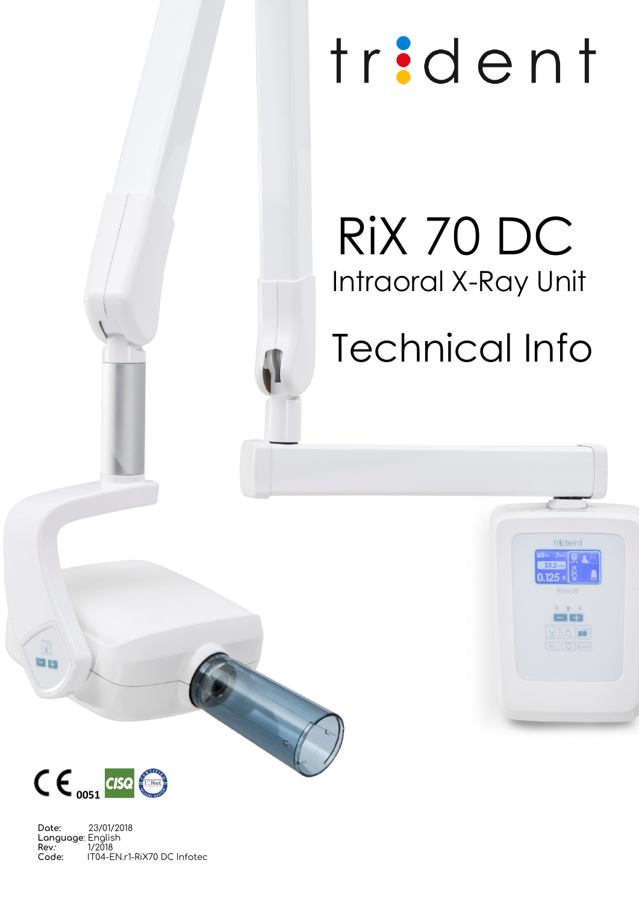# trident

# RiX 70 DC

## Intraoral X-Ray Unit

# Technical Info

CE 0051

Date: 23/01/2018
Language: English
Rev: 1/2018
Code: IT04-EN.r1-RiX70 DC Infotec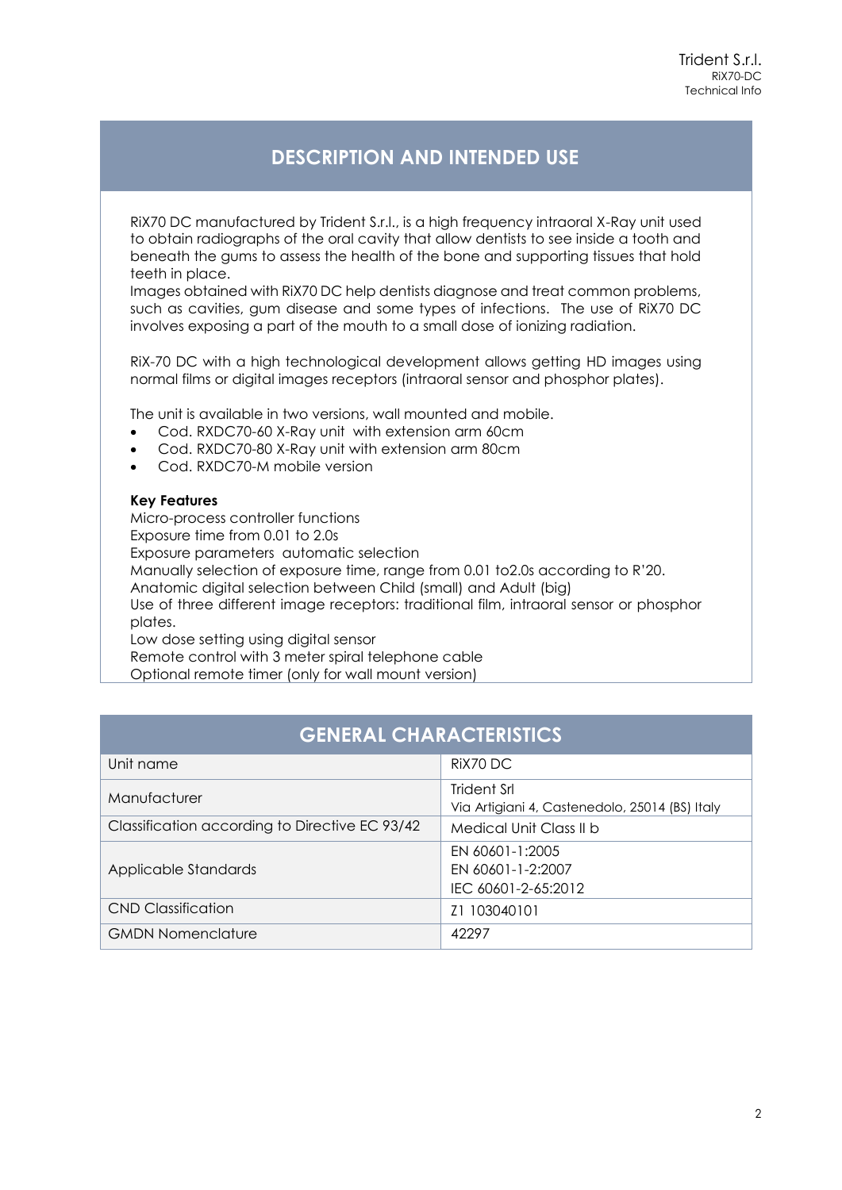## DESCRIPTION AND INTENDED USE

RiX70 DC manufactured by Trident S.r.l., is a high frequency intraoral X-Ray unit used to obtain radiographs of the oral cavity that allow dentists to see inside a tooth and beneath the gums to assess the health of the bone and supporting tissues that hold teeth in place.
Images obtained with RiX70 DC help dentists diagnose and treat common problems, such as cavities, gum disease and some types of infections. The use of RiX70 DC involves exposing a part of the mouth to a small dose of ionizing radiation.

RiX-70 DC with a high technological development allows getting HD images using normal films or digital images receptors (intraoral sensor and phosphor plates).

The unit is available in two versions, wall mounted and mobile.

- Cod. RXDC70-60 X-Ray unit with extension arm 60cm
- Cod. RXDC70-80 X-Ray unit with extension arm 80cm
- Cod. RXDC70-M mobile version

**Key Features**

Micro-process controller functions
Exposure time from 0.01 to 2.0s
Exposure parameters automatic selection
Manually selection of exposure time, range from 0.01 to2.0s according to R'20.
Anatomic digital selection between Child (small) and Adult (big)
Use of three different image receptors: traditional film, intraoral sensor or phosphor plates.
Low dose setting using digital sensor
Remote control with 3 meter spiral telephone cable
Optional remote timer (only for wall mount version)

## GENERAL CHARACTERISTICS

| | |
|---|---|
| Unit name | RiX70 DC |
| Manufacturer | Trident Srl<br>Via Artigiani 4, Castenedolo, 25014 (BS) Italy |
| Classification according to Directive EC 93/42 | Medical Unit Class II b |
| Applicable Standards | EN 60601-1:2005<br>EN 60601-1-2:2007<br>IEC 60601-2-65:2012 |
| CND Classification | Z1 103040101 |
| GMDN Nomenclature | 42297 |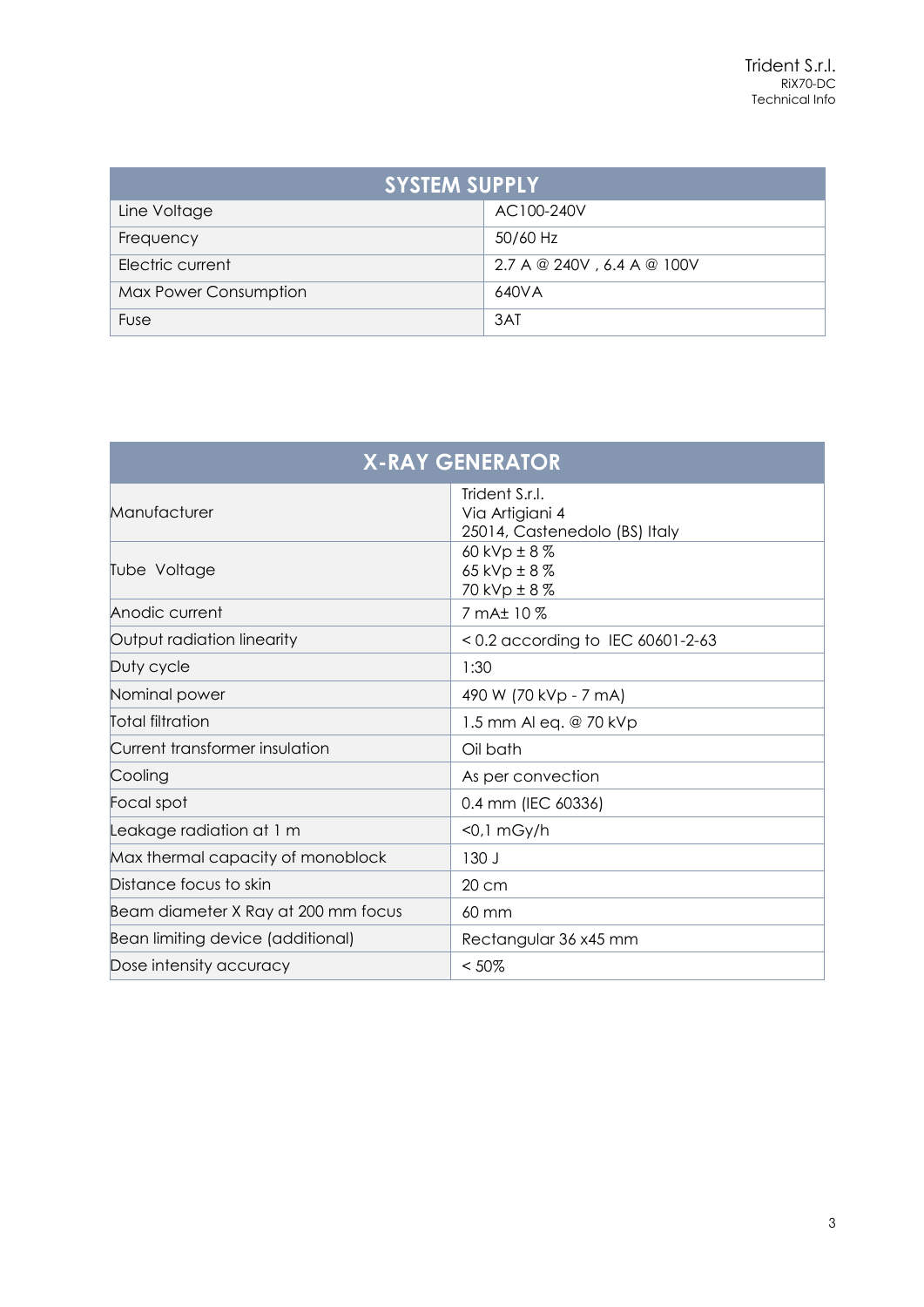| SYSTEM SUPPLY | |
|---|---|
| Line Voltage | AC100-240V |
| Frequency | 50/60 Hz |
| Electric current | 2.7 A @ 240V , 6.4 A @ 100V |
| Max Power Consumption | 640VA |
| Fuse | 3AT |

| X-RAY GENERATOR | |
|---|---|
| Manufacturer | Trident S.r.l.<br>Via Artigiani 4<br>25014, Castenedolo (BS) Italy |
| Tube Voltage | 60 kVp ± 8 %<br>65 kVp ± 8 %<br>70 kVp ± 8 % |
| Anodic current | 7 mA± 10 % |
| Output radiation linearity | < 0.2 according to IEC 60601-2-63 |
| Duty cycle | 1:30 |
| Nominal power | 490 W (70 kVp - 7 mA) |
| Total filtration | 1.5 mm Al eq. @ 70 kVp |
| Current transformer insulation | Oil bath |
| Cooling | As per convection |
| Focal spot | 0.4 mm (IEC 60336) |
| Leakage radiation at 1 m | <0,1 mGy/h |
| Max thermal capacity of monoblock | 130 J |
| Distance focus to skin | 20 cm |
| Beam diameter X Ray at 200 mm focus | 60 mm |
| Bean limiting device (additional) | Rectangular 36 x45 mm |
| Dose intensity accuracy | < 50% |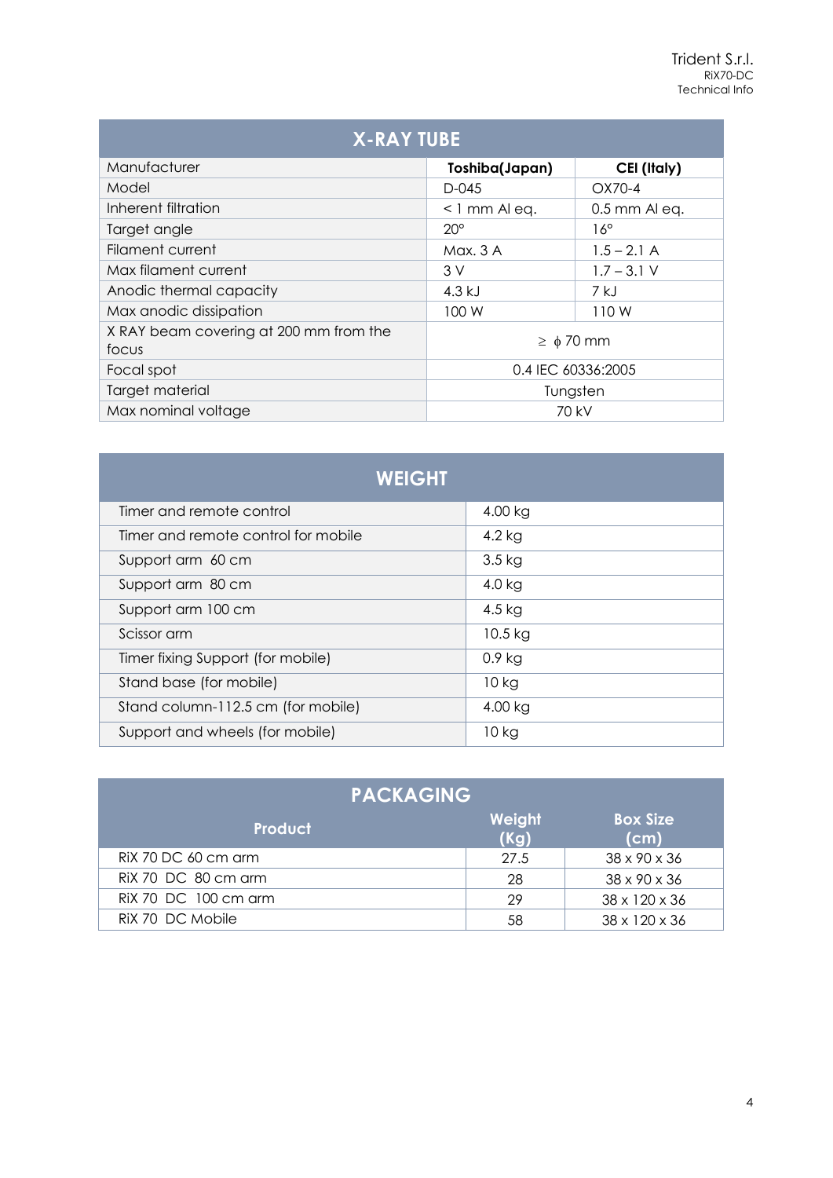## X-RAY TUBE

| | | |
|---|---|---|
| Manufacturer | **Toshiba(Japan)** | **CEI (Italy)** |
| Model | D-045 | OX70-4 |
| Inherent filtration | < 1 mm Al eq. | 0.5 mm Al eq. |
| Target angle | 20° | 16° |
| Filament current | Max. 3 A | 1.5 – 2.1 A |
| Max filament current | 3 V | 1.7 – 3.1 V |
| Anodic thermal capacity | 4.3 kJ | 7 kJ |
| Max anodic dissipation | 100 W | 110 W |
| X RAY beam covering at 200 mm from the focus | ≥ ϕ 70 mm | |
| Focal spot | 0.4 IEC 60336:2005 | |
| Target material | Tungsten | |
| Max nominal voltage | 70 kV | |

## WEIGHT

| | |
|---|---|
| Timer and remote control | 4.00 kg |
| Timer and remote control for mobile | 4.2 kg |
| Support arm 60 cm | 3.5 kg |
| Support arm 80 cm | 4.0 kg |
| Support arm 100 cm | 4.5 kg |
| Scissor arm | 10.5 kg |
| Timer fixing Support (for mobile) | 0.9 kg |
| Stand base (for mobile) | 10 kg |
| Stand column-112.5 cm (for mobile) | 4.00 kg |
| Support and wheels (for mobile) | 10 kg |

## PACKAGING

| Product | Weight (Kg) | Box Size (cm) |
|---|---|---|
| RiX 70 DC 60 cm arm | 27.5 | 38 x 90 x 36 |
| RiX 70 DC 80 cm arm | 28 | 38 x 90 x 36 |
| RiX 70 DC 100 cm arm | 29 | 38 x 120 x 36 |
| RiX 70 DC Mobile | 58 | 38 x 120 x 36 |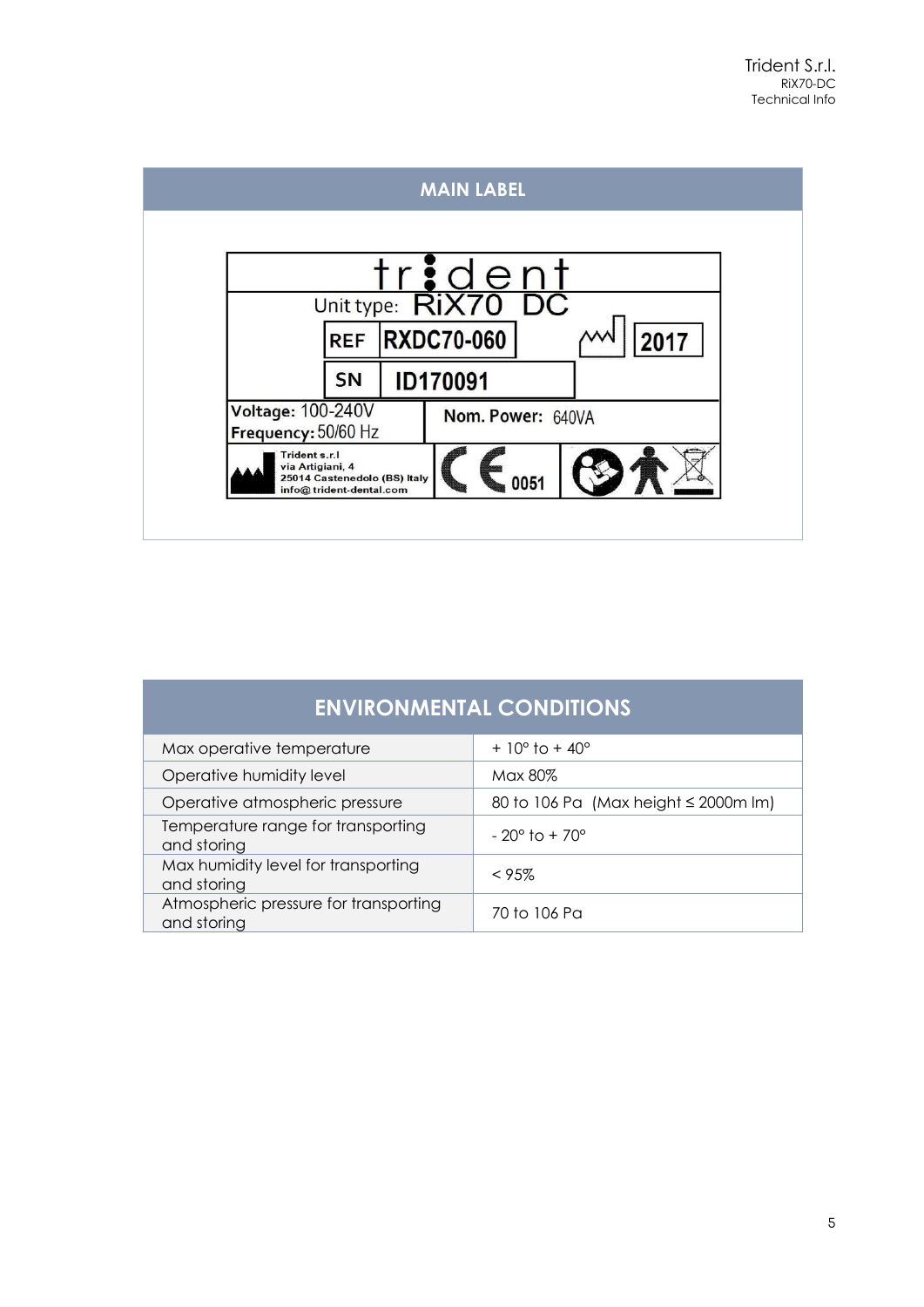## MAIN LABEL

trident

Unit type: RiX70 DC

REF RXDC70-060 | 2017

SN ID170091

Voltage: 100-240V
Frequency: 50/60 Hz

Nom. Power: 640VA

Trident s.r.l
via Artigiani, 4
25014 Castenedolo (BS) Italy
info@ trident-dental.com

CE 0051

## ENVIRONMENTAL CONDITIONS

| ENVIRONMENTAL CONDITIONS | |
|---|---|
| Max operative temperature | + 10° to + 40° |
| Operative humidity level | Max 80% |
| Operative atmospheric pressure | 80 to 106 Pa (Max height ≤ 2000m lm) |
| Temperature range for transporting and storing | - 20° to + 70° |
| Max humidity level for transporting and storing | < 95% |
| Atmospheric pressure for transporting and storing | 70 to 106 Pa |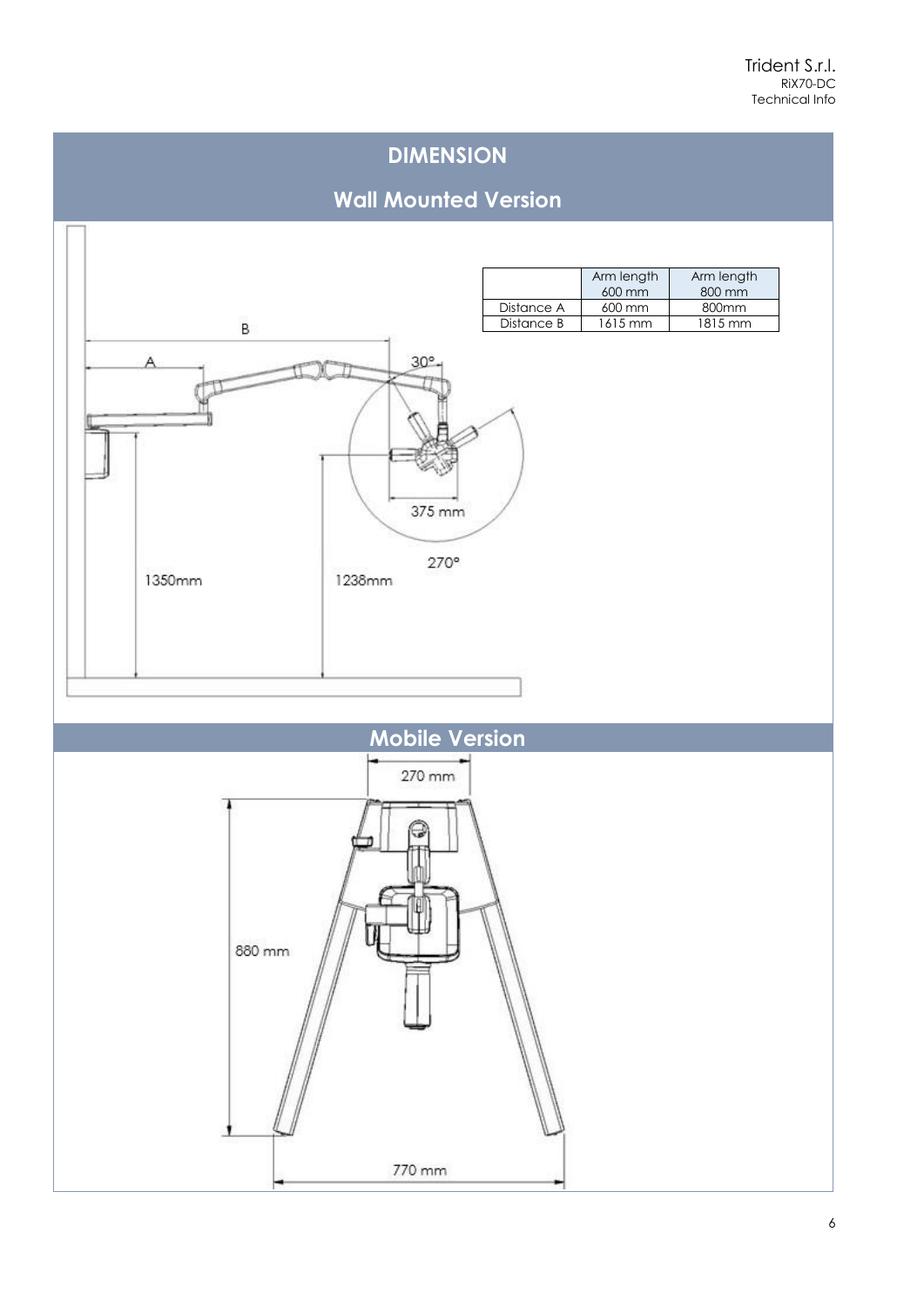# DIMENSION

## Wall Mounted Version

| | Arm length 600 mm | Arm length 800 mm |
|---|---|---|
| Distance A | 600 mm | 800mm |
| Distance B | 1615 mm | 1815 mm |

B

A

30°

375 mm

270°

1350mm

1238mm

## Mobile Version

270 mm

880 mm

770 mm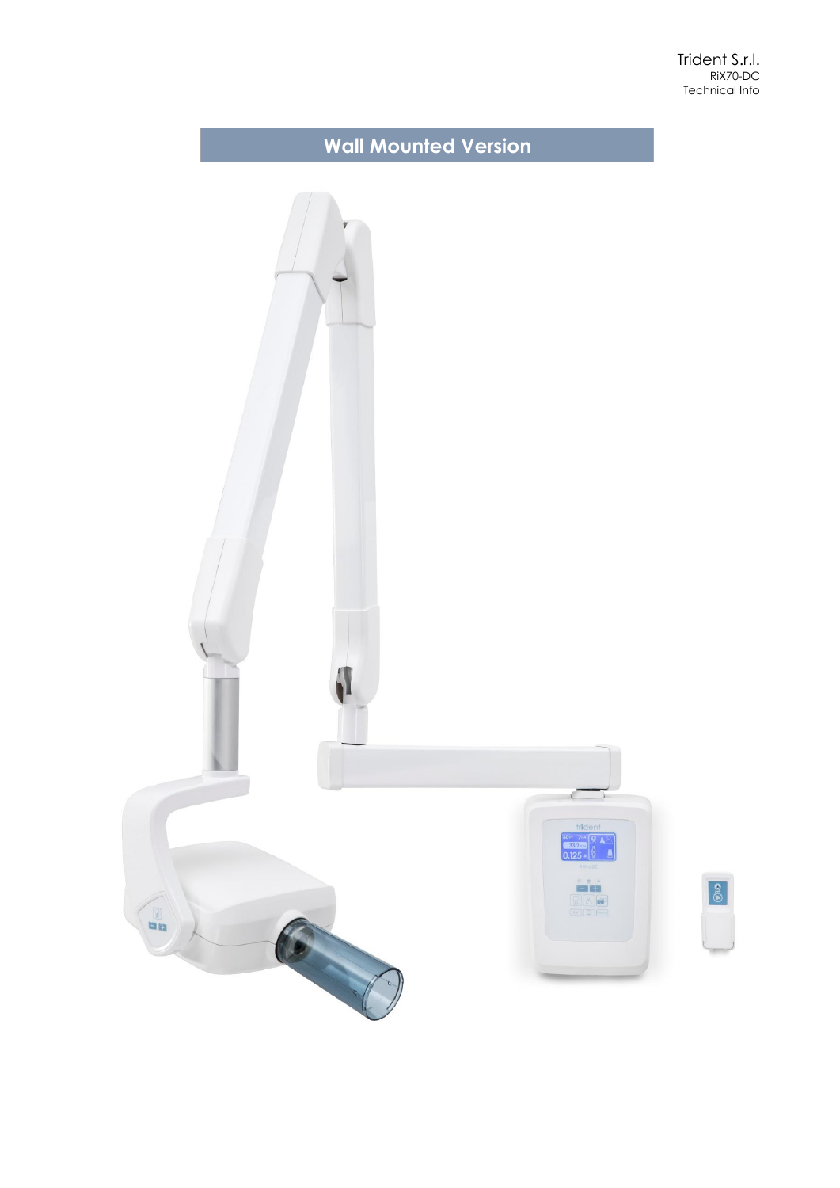# Wall Mounted Version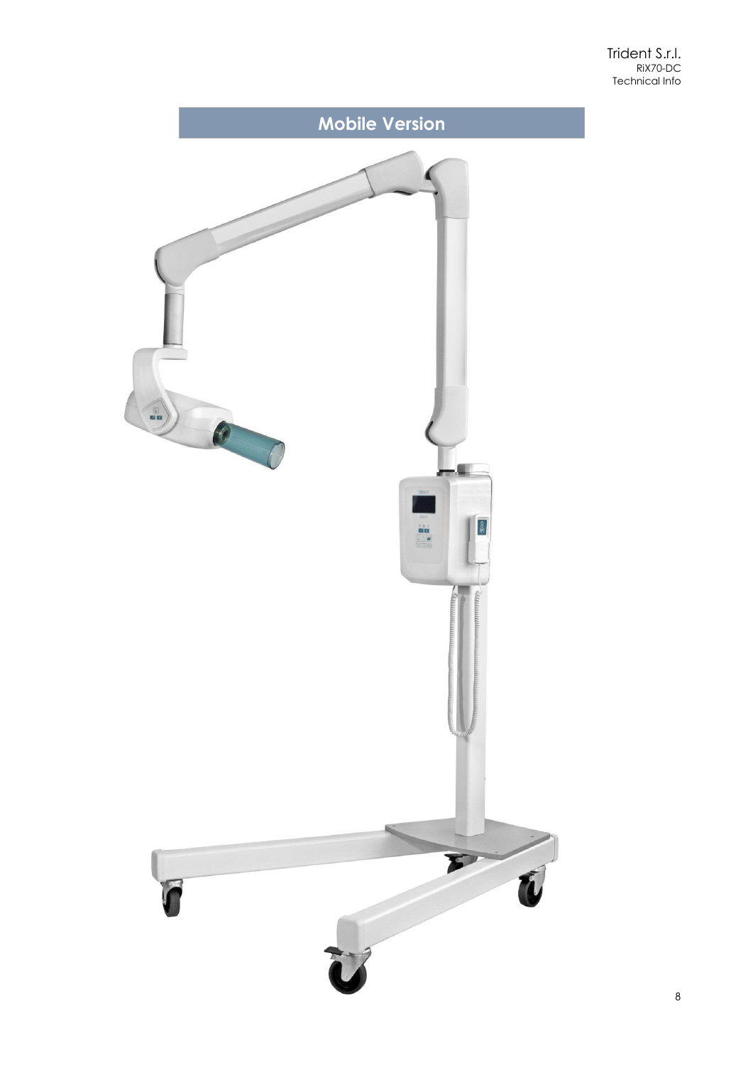## Mobile Version